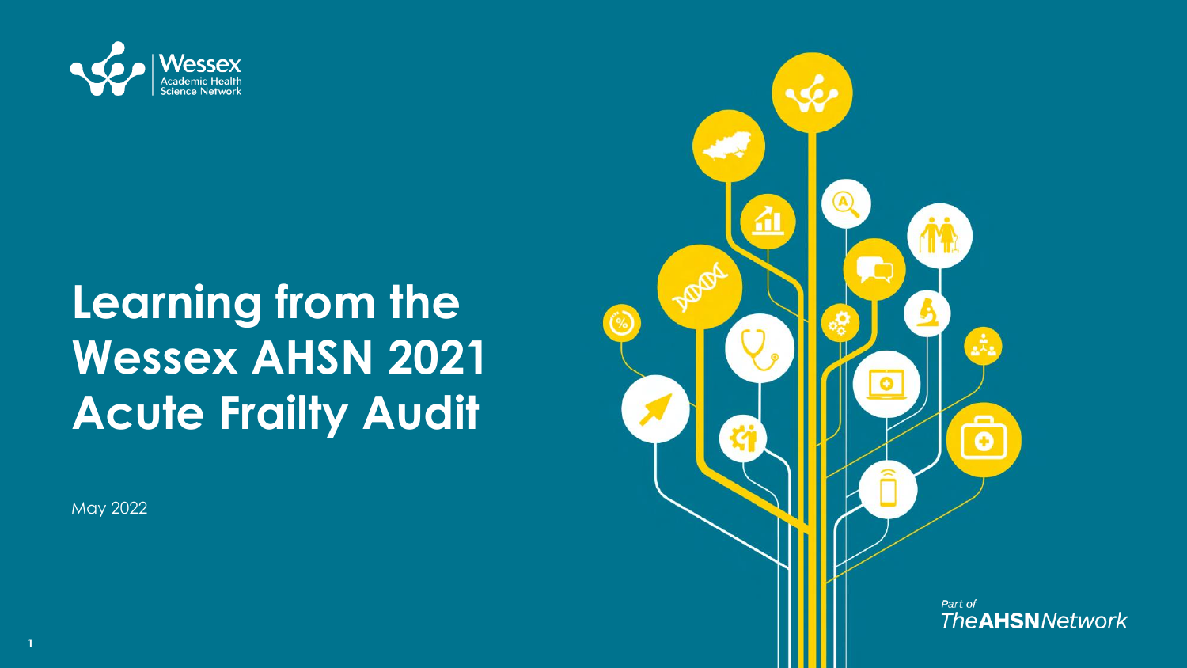Wessex Academic Health Science Network

# Learning from the Wessex AHSN 2021 Acute Frailty Audit

May 2022

Part of The AHSN Network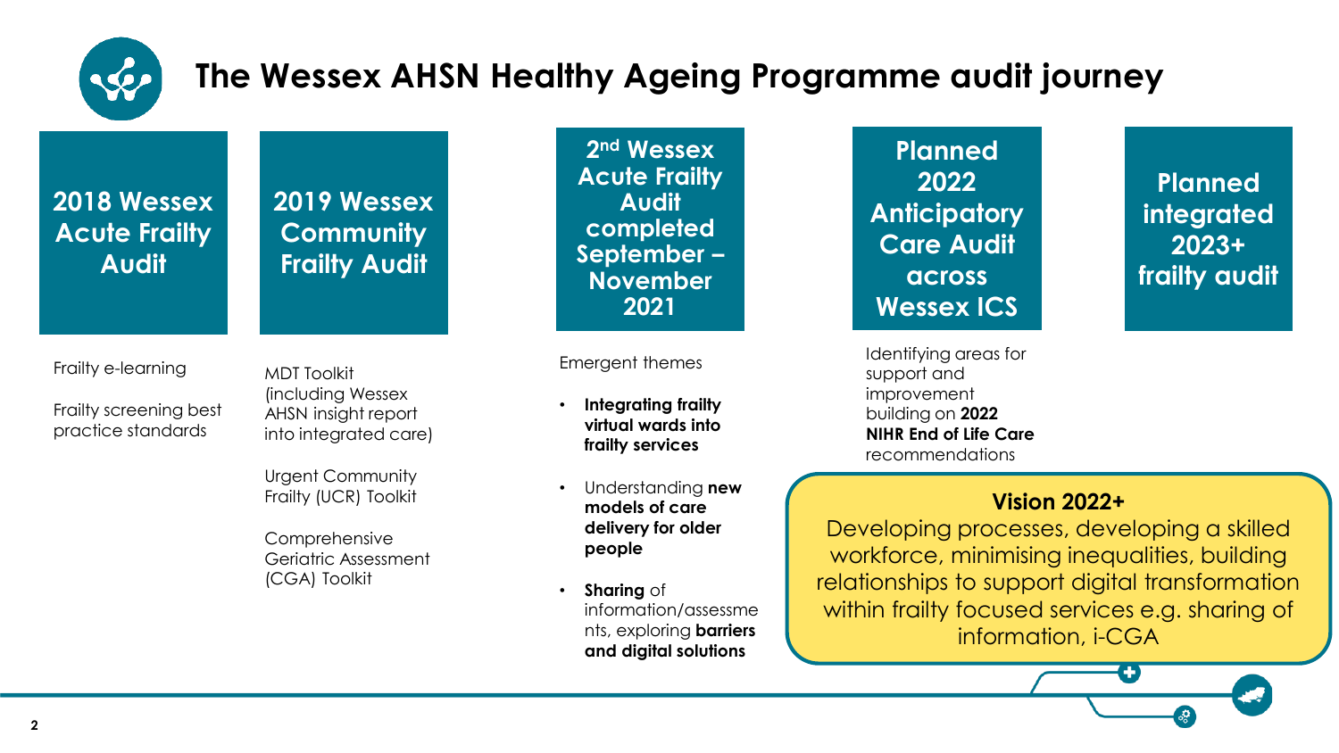# The Wessex AHSN Healthy Ageing Programme audit journey

## 2018 Wessex Acute Frailty Audit

Frailty e-learning

Frailty screening best practice standards

## 2019 Wessex Community Frailty Audit

MDT Toolkit (including Wessex AHSN insight report into integrated care)

Urgent Community Frailty (UCR) Toolkit

Comprehensive Geriatric Assessment (CGA) Toolkit

## 2nd Wessex Acute Frailty Audit completed September – November 2021

Emergent themes

- **Integrating frailty virtual wards into frailty services**
- Understanding **new models of care delivery for older people**
- **Sharing** of information/assessments, exploring **barriers and digital solutions**

## Planned 2022 Anticipatory Care Audit across Wessex ICS

Identifying areas for support and improvement building on **2022 NIHR End of Life Care** recommendations

## Planned integrated 2023+ frailty audit

**Vision 2022+**

Developing processes, developing a skilled workforce, minimising inequalities, building relationships to support digital transformation within frailty focused services e.g. sharing of information, i-CGA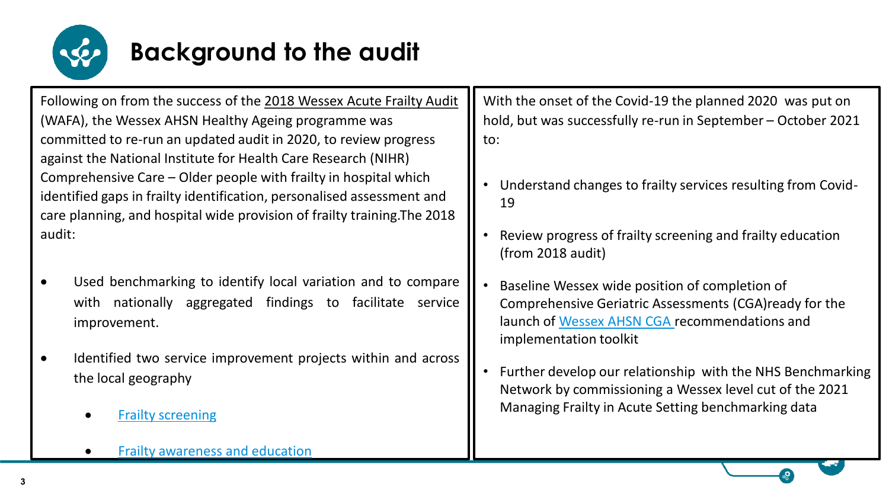# Background to the audit

Following on from the success of the 2018 Wessex Acute Frailty Audit (WAFA), the Wessex AHSN Healthy Ageing programme was committed to re-run an updated audit in 2020, to review progress against the National Institute for Health Care Research (NIHR) Comprehensive Care – Older people with frailty in hospital which identified gaps in frailty identification, personalised assessment and care planning, and hospital wide provision of frailty training.The 2018 audit:

- Used benchmarking to identify local variation and to compare with nationally aggregated findings to facilitate service improvement.
- Identified two service improvement projects within and across the local geography
  - Frailty screening
  - Frailty awareness and education

With the onset of the Covid-19 the planned 2020 was put on hold, but was successfully re-run in September – October 2021 to:

- Understand changes to frailty services resulting from Covid-19
- Review progress of frailty screening and frailty education (from 2018 audit)
- Baseline Wessex wide position of completion of Comprehensive Geriatric Assessments (CGA)ready for the launch of Wessex AHSN CGA recommendations and implementation toolkit
- Further develop our relationship with the NHS Benchmarking Network by commissioning a Wessex level cut of the 2021 Managing Frailty in Acute Setting benchmarking data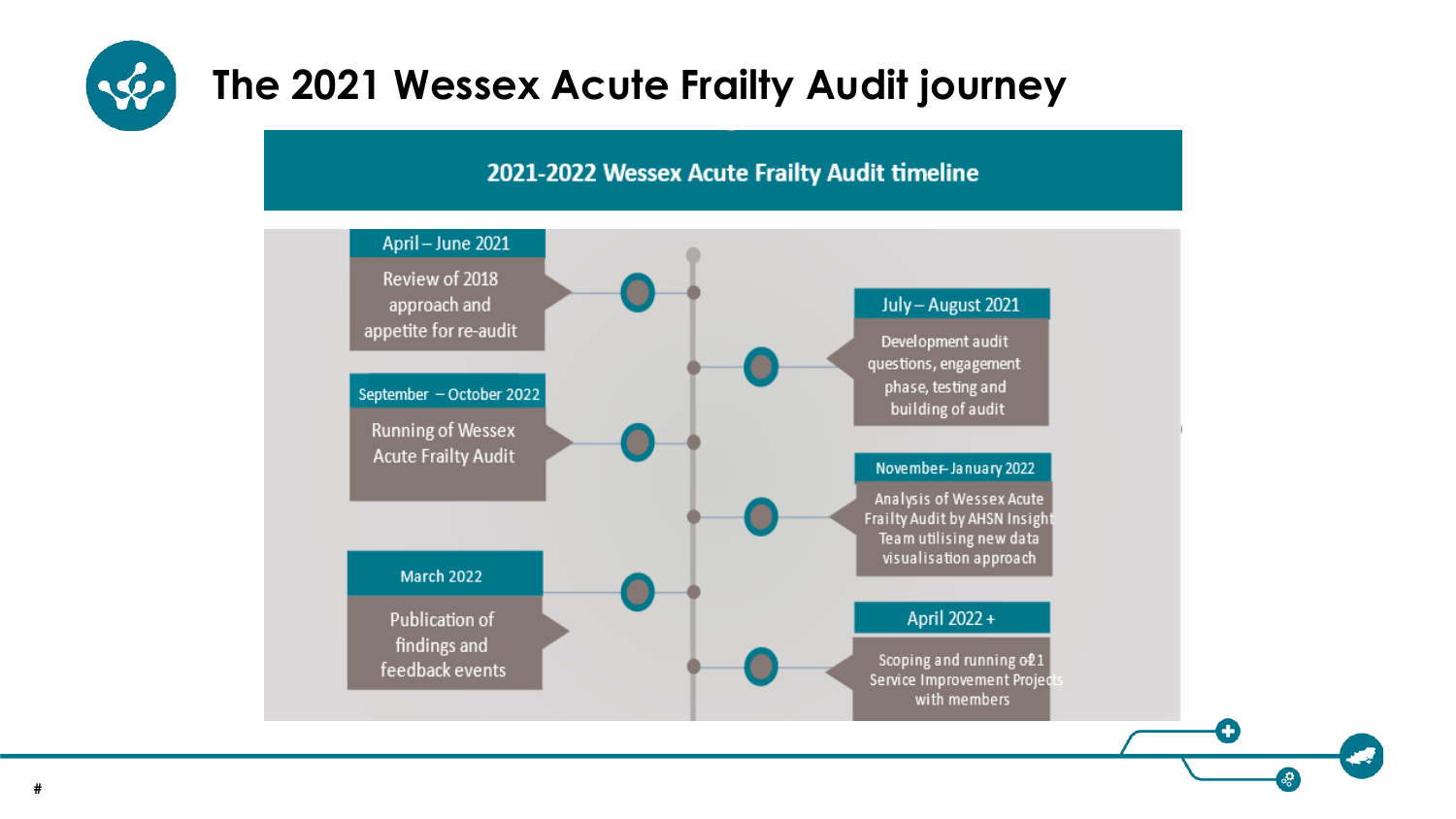# The 2021 Wessex Acute Frailty Audit journey

## 2021-2022 Wessex Acute Frailty Audit timeline

**April – June 2021**
Review of 2018 approach and appetite for re-audit

**July – August 2021**
Development audit questions, engagement phase, testing and building of audit

**September – October 2022**
Running of Wessex Acute Frailty Audit

**November- January 2022**
Analysis of Wessex Acute Frailty Audit by AHSN Insight Team utilising new data visualisation approach

**March 2022**
Publication of findings and feedback events

**April 2022 +**
Scoping and running of 21 Service Improvement Projects with members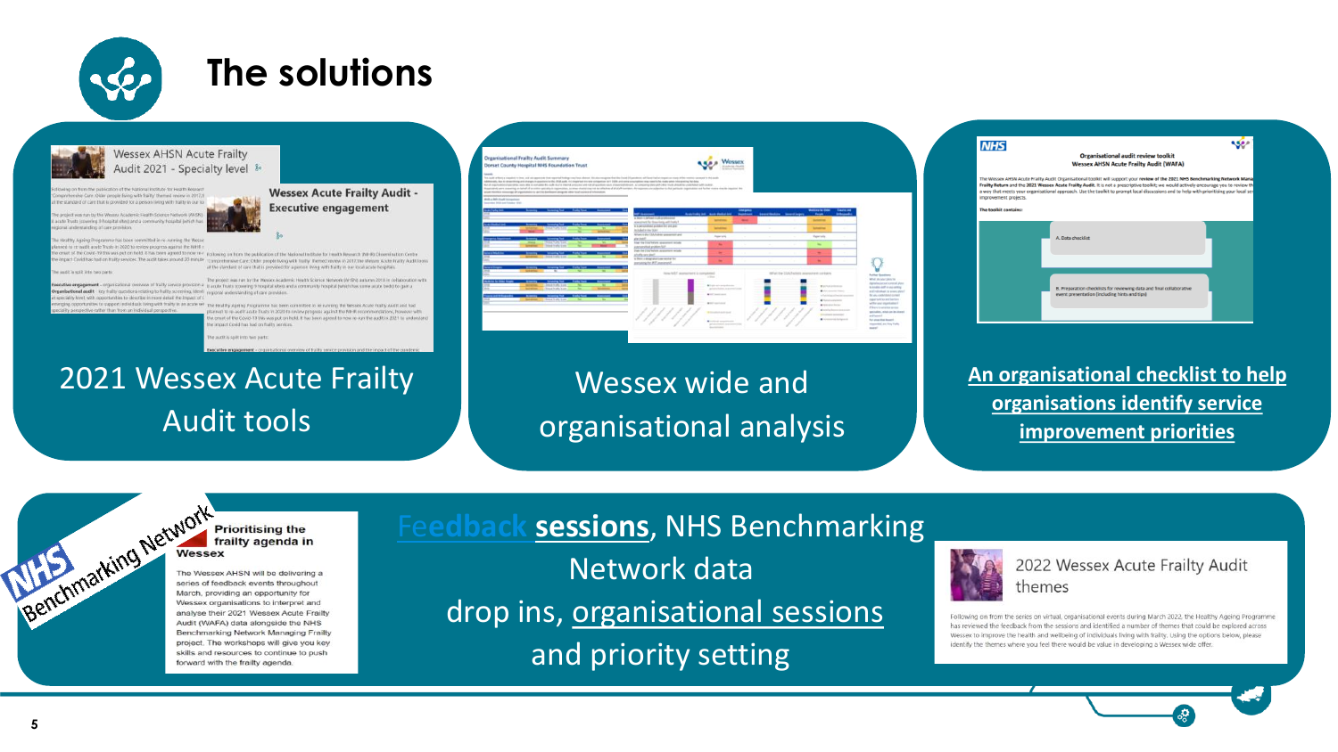# The solutions

2021 Wessex Acute Frailty Audit tools

Wessex wide and organisational analysis

An organisational checklist to help organisations identify service improvement priorities

Feedback sessions, NHS Benchmarking Network data drop ins, organisational sessions and priority setting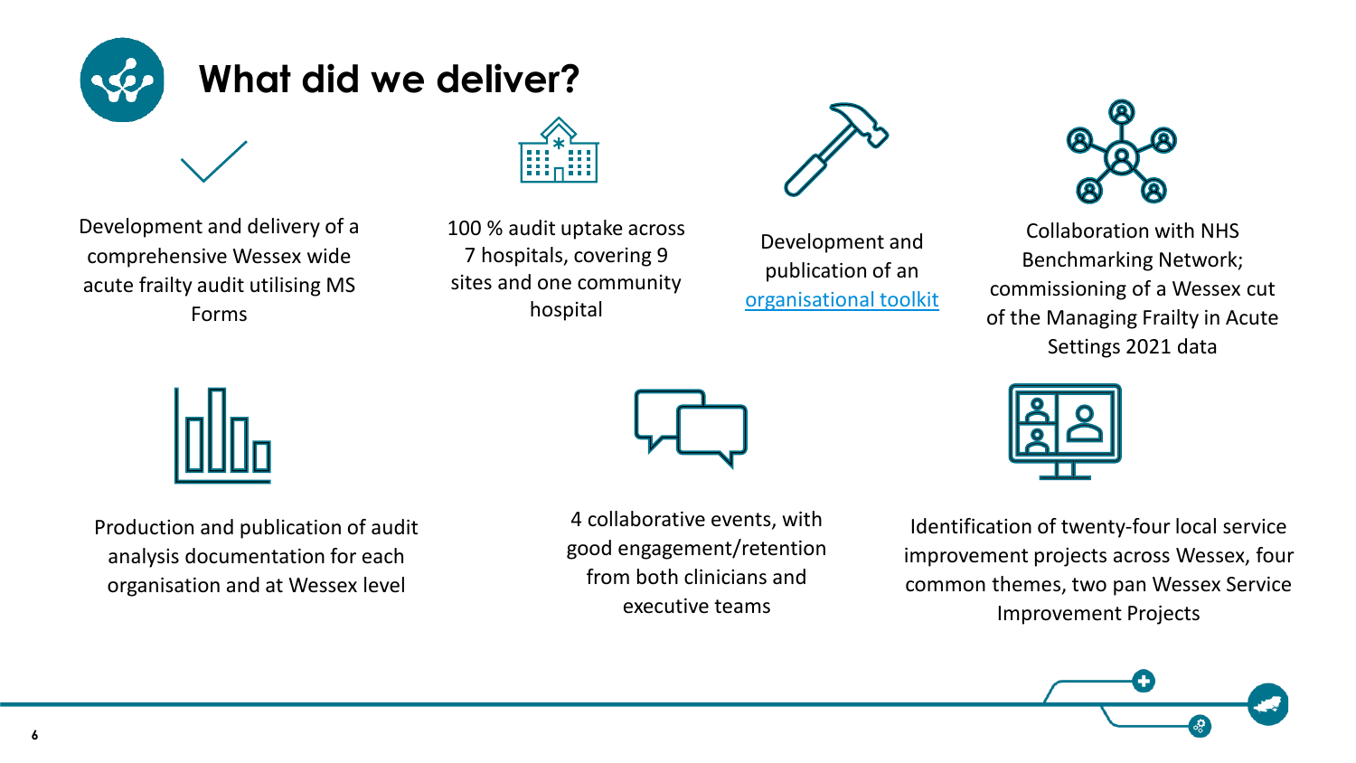# What did we deliver?

- Development and delivery of a comprehensive Wessex wide acute frailty audit utilising MS Forms
- 100 % audit uptake across 7 hospitals, covering 9 sites and one community hospital
- Development and publication of an organisational toolkit
- Collaboration with NHS Benchmarking Network; commissioning of a Wessex cut of the Managing Frailty in Acute Settings 2021 data
- Production and publication of audit analysis documentation for each organisation and at Wessex level
- 4 collaborative events, with good engagement/retention from both clinicians and executive teams
- Identification of twenty-four local service improvement projects across Wessex, four common themes, two pan Wessex Service Improvement Projects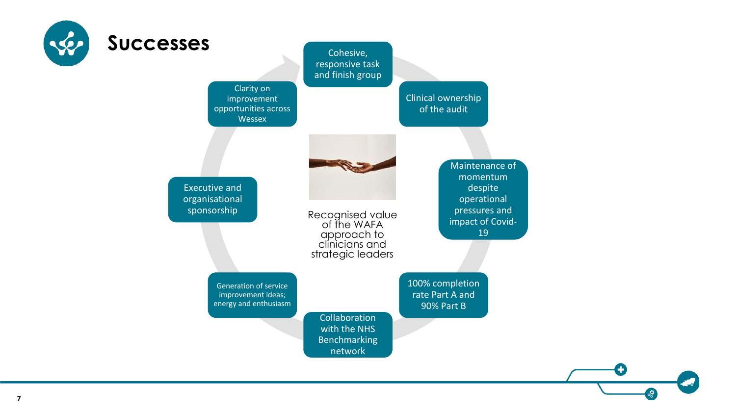# Successes

- Cohesive, responsive task and finish group
- Clinical ownership of the audit
- Maintenance of momentum despite operational pressures and impact of Covid-19
- 100% completion rate Part A and 90% Part B
- Collaboration with the NHS Benchmarking network
- Generation of service improvement ideas; energy and enthusiasm
- Executive and organisational sponsorship
- Clarity on improvement opportunities across Wessex

Recognised value of the WAFA approach to clinicians and strategic leaders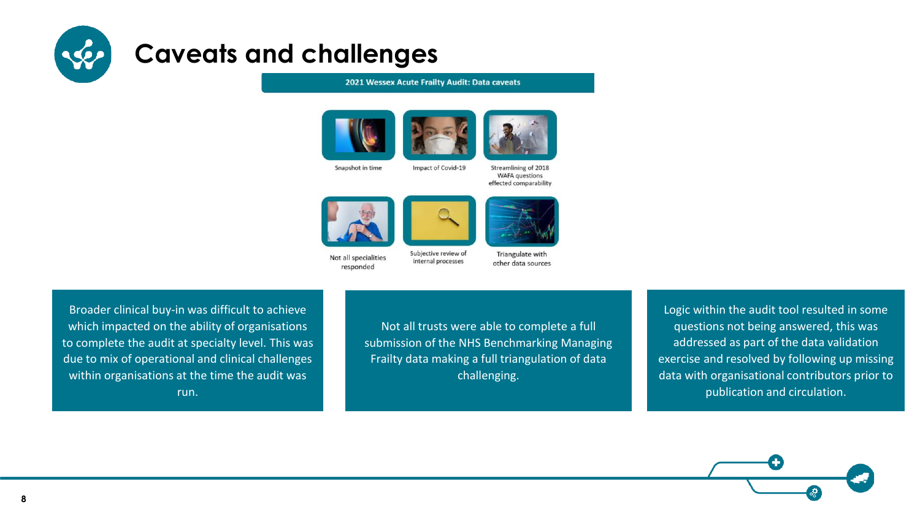# Caveats and challenges

**2021 Wessex Acute Frailty Audit: Data caveats**

- Snapshot in time
- Impact of Covid-19
- Streamlining of 2018 WAFA questions effected comparability
- Not all specialities responded
- Subjective review of internal processes
- Triangulate with other data sources

Broader clinical buy-in was difficult to achieve which impacted on the ability of organisations to complete the audit at specialty level. This was due to mix of operational and clinical challenges within organisations at the time the audit was run.

Not all trusts were able to complete a full submission of the NHS Benchmarking Managing Frailty data making a full triangulation of data challenging.

Logic within the audit tool resulted in some questions not being answered, this was addressed as part of the data validation exercise and resolved by following up missing data with organisational contributors prior to publication and circulation.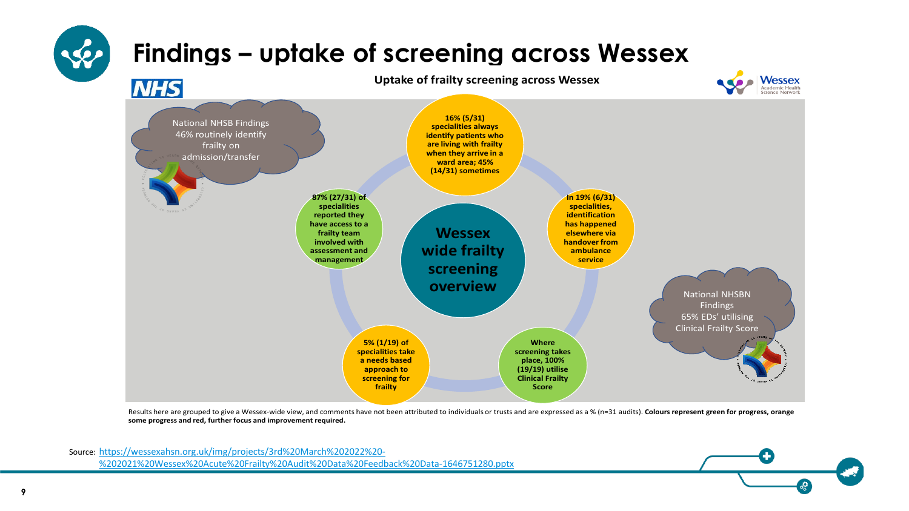# Findings – uptake of screening across Wessex

**Uptake of frailty screening across Wessex**

National NHSB Findings
46% routinely identify frailty on admission/transfer

**Wessex wide frailty screening overview**

- **16% (5/31) specialities always identify patients who are living with frailty when they arrive in a ward area; 45% (14/31) sometimes**
- **In 19% (6/31) specialities, identification has happened elsewhere via handover from ambulance service**
- **Where screening takes place, 100% (19/19) utilise Clinical Frailty Score**
- **5% (1/19) of specialities take a needs based approach to screening for frailty**
- **87% (27/31) of specialities reported they have access to a frailty team involved with assessment and management**

National NHSBN Findings
65% EDs' utilising Clinical Frailty Score

Results here are grouped to give a Wessex-wide view, and comments have not been attributed to individuals or trusts and are expressed as a % (n=31 audits). **Colours represent green for progress, orange some progress and red, further focus and improvement required.**

Source: https://wessexahsn.org.uk/img/projects/3rd%20March%202022%20-%202021%20Wessex%20Acute%20Frailty%20Audit%20Data%20Feedback%20Data-1646751280.pptx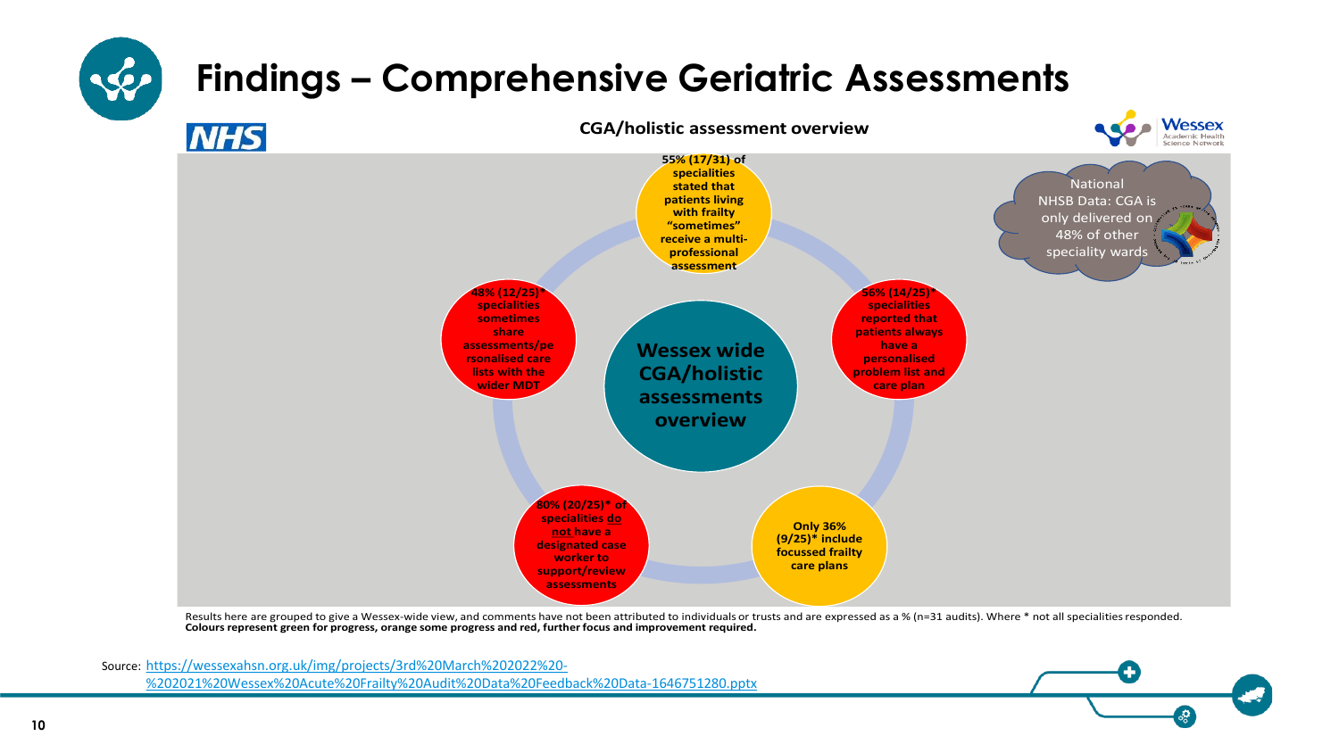# Findings – Comprehensive Geriatric Assessments

**CGA/holistic assessment overview**

**Wessex wide CGA/holistic assessments overview**

- **55% (17/31) of specialities stated that patients living with frailty "sometimes" receive a multi-professional assessment**
- **56% (14/25)* specialities reported that patients always have a personalised problem list and care plan**
- **Only 36% (9/25)* include focussed frailty care plans**
- **80% (20/25)* of specialities do not have a designated case worker to support/review assessments**
- **48% (12/25)* specialities sometimes share assessments/personalised care lists with the wider MDT**

National NHSB Data: CGA is only delivered on 48% of other speciality wards

Results here are grouped to give a Wessex-wide view, and comments have not been attributed to individuals or trusts and are expressed as a % (n=31 audits). Where * not all specialities responded.
**Colours represent green for progress, orange some progress and red, further focus and improvement required.**

Source: https://wessexahsn.org.uk/img/projects/3rd%20March%202022%20-%202021%20Wessex%20Acute%20Frailty%20Audit%20Data%20Feedback%20Data-1646751280.pptx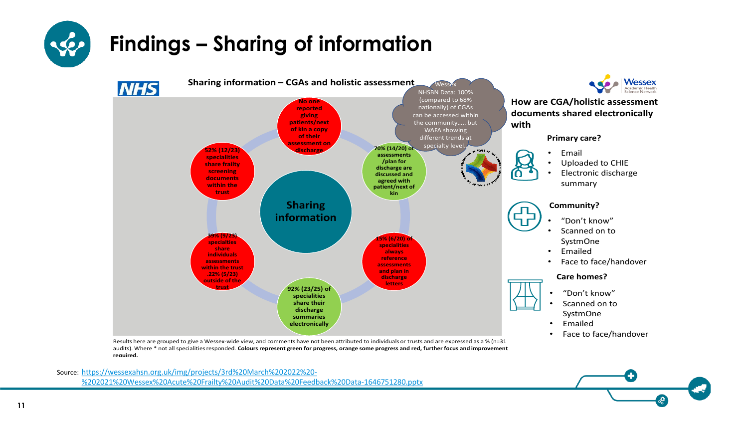# Findings – Sharing of information

## Sharing information – CGAs and holistic assessment

**Sharing information**

- No one reported giving patients/next of kin a copy of their assessment on discharge
- 70% (14/20) of assessments /plan for discharge are discussed and agreed with the patient/next of kin
- 15% (6/20) of specialities always reference assessments and plan in discharge letters
- 92% (23/25) of specialities share their discharge summaries electronically
- 39% (9/23) specialties share individuals assessments within the trust .22% (5/23) outside of the trust
- 52% (12/23) specialities share frailty screening documents within the trust

Wessex NHSBN Data: 100% (compared to 68% nationally) of CGAs can be accessed within the community..... but WAFA showing different trends at specialty level.

Results here are grouped to give a Wessex-wide view, and comments have not been attributed to individuals or trusts and are expressed as a % (n=31 audits). Where * not all specialities responded. **Colours represent green for progress, orange some progress and red, further focus and improvement required.**

### How are CGA/holistic assessment documents shared electronically with

**Primary care?**

- Email
- Uploaded to CHIE
- Electronic discharge summary

**Community?**

- "Don't know"
- Scanned on to SystmOne
- Emailed
- Face to face/handover

**Care homes?**

- "Don't know"
- Scanned on to SystmOne
- Emailed
- Face to face/handover

Source: https://wessexahsn.org.uk/img/projects/3rd%20March%202022%20-%202021%20Wessex%20Acute%20Frailty%20Audit%20Data%20Feedback%20Data-1646751280.pptx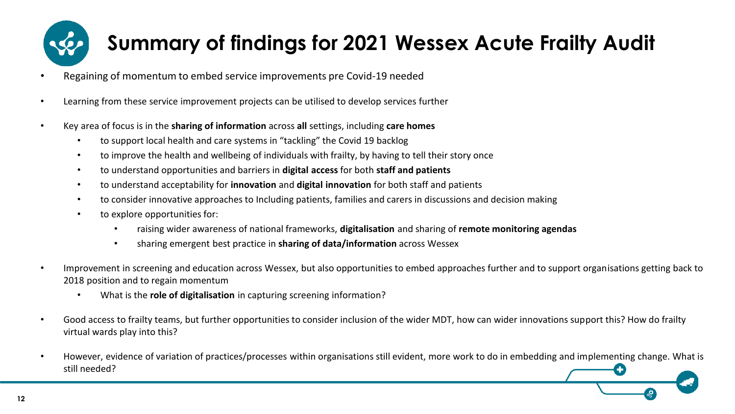# Summary of findings for 2021 Wessex Acute Frailty Audit

- Regaining of momentum to embed service improvements pre Covid-19 needed
- Learning from these service improvement projects can be utilised to develop services further
- Key area of focus is in the **sharing of information** across **all** settings, including **care homes**
  - to support local health and care systems in "tackling" the Covid 19 backlog
  - to improve the health and wellbeing of individuals with frailty, by having to tell their story once
  - to understand opportunities and barriers in **digital access** for both **staff and patients**
  - to understand acceptability for **innovation** and **digital innovation** for both staff and patients
  - to consider innovative approaches to Including patients, families and carers in discussions and decision making
  - to explore opportunities for:
    - raising wider awareness of national frameworks, **digitalisation** and sharing of **remote monitoring agendas**
    - sharing emergent best practice in **sharing of data/information** across Wessex
- Improvement in screening and education across Wessex, but also opportunities to embed approaches further and to support organisations getting back to 2018 position and to regain momentum
  - What is the **role of digitalisation** in capturing screening information?
- Good access to frailty teams, but further opportunities to consider inclusion of the wider MDT, how can wider innovations support this? How do frailty virtual wards play into this?
- However, evidence of variation of practices/processes within organisations still evident, more work to do in embedding and implementing change. What is still needed?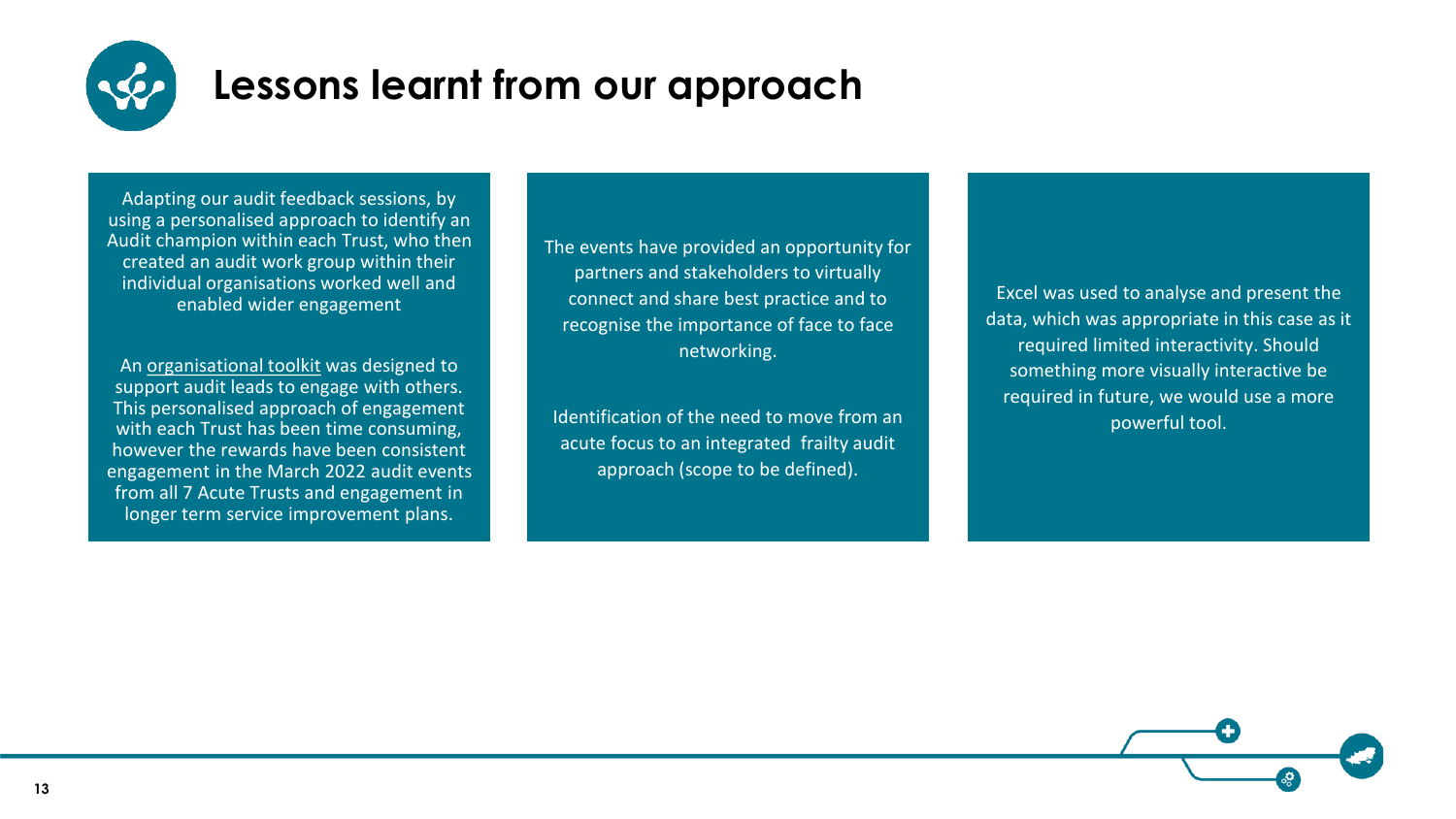# Lessons learnt from our approach

Adapting our audit feedback sessions, by using a personalised approach to identify an Audit champion within each Trust, who then created an audit work group within their individual organisations worked well and enabled wider engagement

An organisational toolkit was designed to support audit leads to engage with others. This personalised approach of engagement with each Trust has been time consuming, however the rewards have been consistent engagement in the March 2022 audit events from all 7 Acute Trusts and engagement in longer term service improvement plans.

The events have provided an opportunity for partners and stakeholders to virtually connect and share best practice and to recognise the importance of face to face networking.

Identification of the need to move from an acute focus to an integrated frailty audit approach (scope to be defined).

Excel was used to analyse and present the data, which was appropriate in this case as it required limited interactivity. Should something more visually interactive be required in future, we would use a more powerful tool.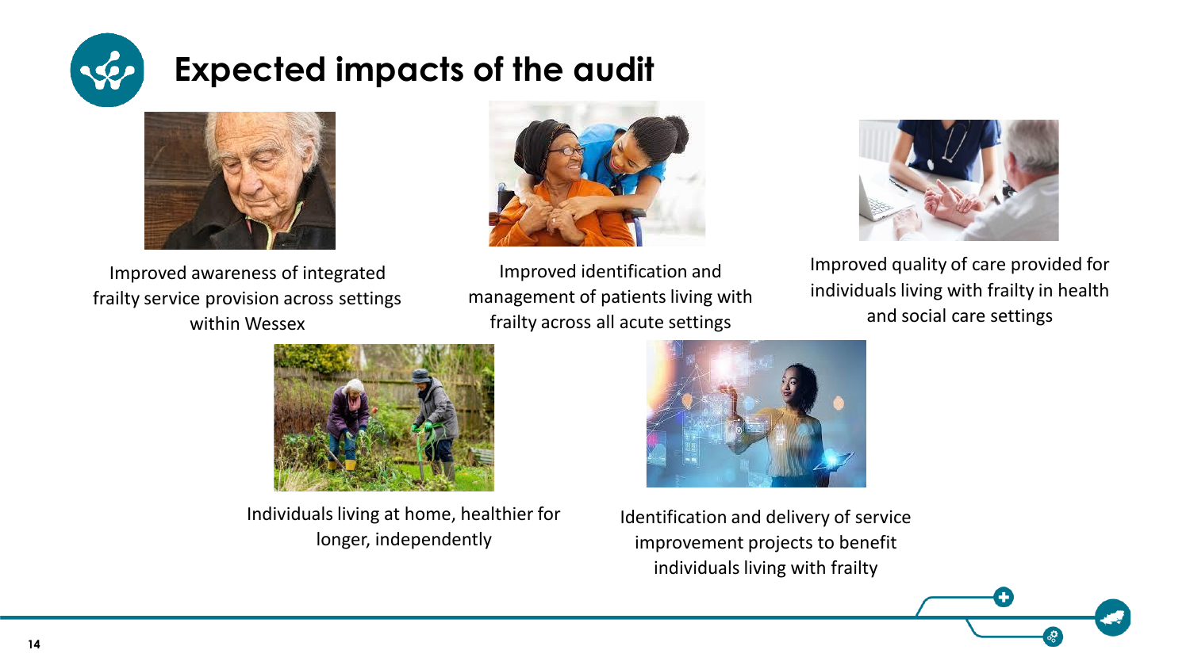# Expected impacts of the audit

Improved awareness of integrated frailty service provision across settings within Wessex

Improved identification and management of patients living with frailty across all acute settings

Improved quality of care provided for individuals living with frailty in health and social care settings

Individuals living at home, healthier for longer, independently

Identification and delivery of service improvement projects to benefit individuals living with frailty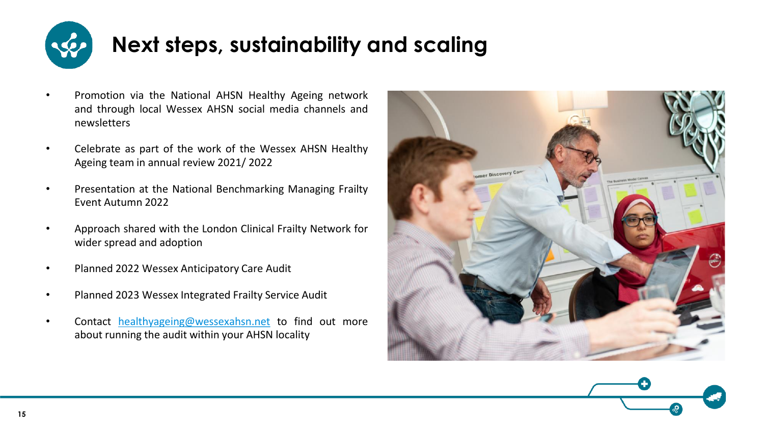# Next steps, sustainability and scaling

- Promotion via the National AHSN Healthy Ageing network and through local Wessex AHSN social media channels and newsletters
- Celebrate as part of the work of the Wessex AHSN Healthy Ageing team in annual review 2021/ 2022
- Presentation at the National Benchmarking Managing Frailty Event Autumn 2022
- Approach shared with the London Clinical Frailty Network for wider spread and adoption
- Planned 2022 Wessex Anticipatory Care Audit
- Planned 2023 Wessex Integrated Frailty Service Audit
- Contact healthyageing@wessexahsn.net to find out more about running the audit within your AHSN locality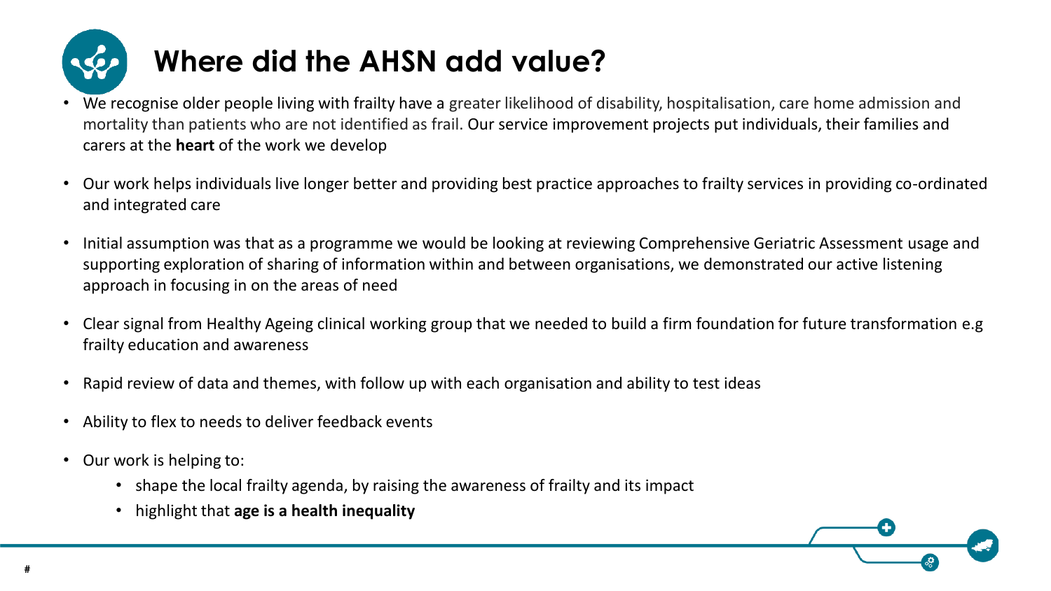# Where did the AHSN add value?

- We recognise older people living with frailty have a greater likelihood of disability, hospitalisation, care home admission and mortality than patients who are not identified as frail. Our service improvement projects put individuals, their families and carers at the **heart** of the work we develop
- Our work helps individuals live longer better and providing best practice approaches to frailty services in providing co-ordinated and integrated care
- Initial assumption was that as a programme we would be looking at reviewing Comprehensive Geriatric Assessment usage and supporting exploration of sharing of information within and between organisations, we demonstrated our active listening approach in focusing in on the areas of need
- Clear signal from Healthy Ageing clinical working group that we needed to build a firm foundation for future transformation e.g frailty education and awareness
- Rapid review of data and themes, with follow up with each organisation and ability to test ideas
- Ability to flex to needs to deliver feedback events
- Our work is helping to:
  - shape the local frailty agenda, by raising the awareness of frailty and its impact
  - highlight that **age is a health inequality**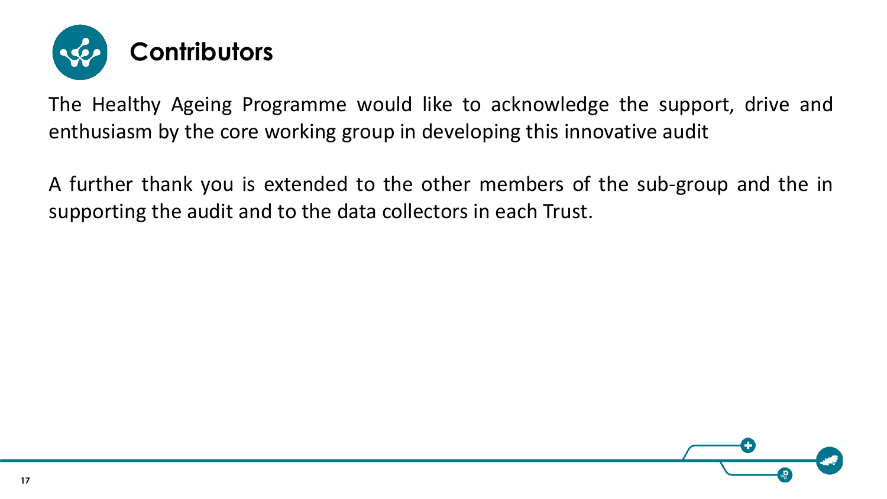# Contributors

The Healthy Ageing Programme would like to acknowledge the support, drive and enthusiasm by the core working group in developing this innovative audit

A further thank you is extended to the other members of the sub-group and the in supporting the audit and to the data collectors in each Trust.